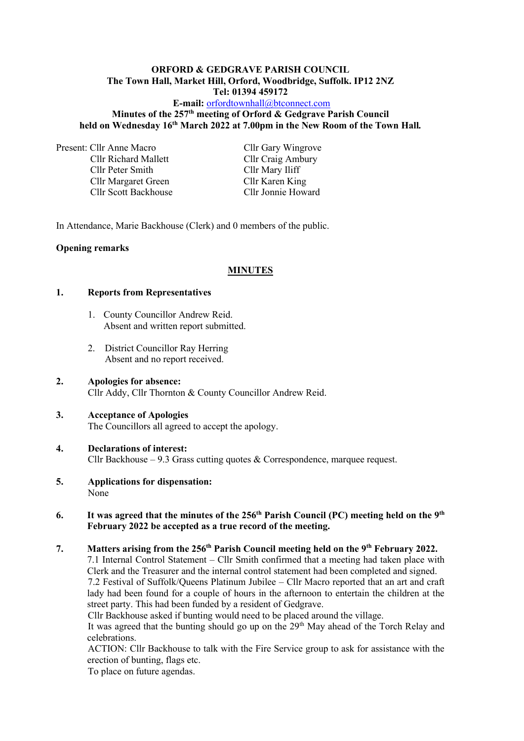**ORFORD & GEDGRAVE PARISH COUNCIL**
**The Town Hall, Market Hill, Orford, Woodbridge, Suffolk. IP12 2NZ**
**Tel: 01394 459172**
**E-mail:** orfordtownhall@btconnect.com
**Minutes of the 257th meeting of Orford & Gedgrave Parish Council**
**held on Wednesday 16th March 2022 at 7.00pm in the New Room of the Town Hall.**

Present: Cllr Anne Macro
Cllr Richard Mallett
Cllr Peter Smith
Cllr Margaret Green
Cllr Scott Backhouse
Cllr Gary Wingrove
Cllr Craig Ambury
Cllr Mary Iliff
Cllr Karen King
Cllr Jonnie Howard

In Attendance, Marie Backhouse (Clerk) and 0 members of the public.

**Opening remarks**

## MINUTES

**1. Reports from Representatives**

1. County Councillor Andrew Reid.
   Absent and written report submitted.
2. District Councillor Ray Herring
   Absent and no report received.

**2. Apologies for absence:**
Cllr Addy, Cllr Thornton & County Councillor Andrew Reid.

**3. Acceptance of Apologies**
The Councillors all agreed to accept the apology.

**4. Declarations of interest:**
Cllr Backhouse – 9.3 Grass cutting quotes & Correspondence, marquee request.

**5. Applications for dispensation:**
None

**6. It was agreed that the minutes of the 256th Parish Council (PC) meeting held on the 9th February 2022 be accepted as a true record of the meeting.**

**7. Matters arising from the 256th Parish Council meeting held on the 9th February 2022.**
7.1 Internal Control Statement – Cllr Smith confirmed that a meeting had taken place with Clerk and the Treasurer and the internal control statement had been completed and signed.
7.2 Festival of Suffolk/Queens Platinum Jubilee – Cllr Macro reported that an art and craft lady had been found for a couple of hours in the afternoon to entertain the children at the street party. This had been funded by a resident of Gedgrave.
Cllr Backhouse asked if bunting would need to be placed around the village.
It was agreed that the bunting should go up on the 29th May ahead of the Torch Relay and celebrations.
ACTION: Cllr Backhouse to talk with the Fire Service group to ask for assistance with the erection of bunting, flags etc.
To place on future agendas.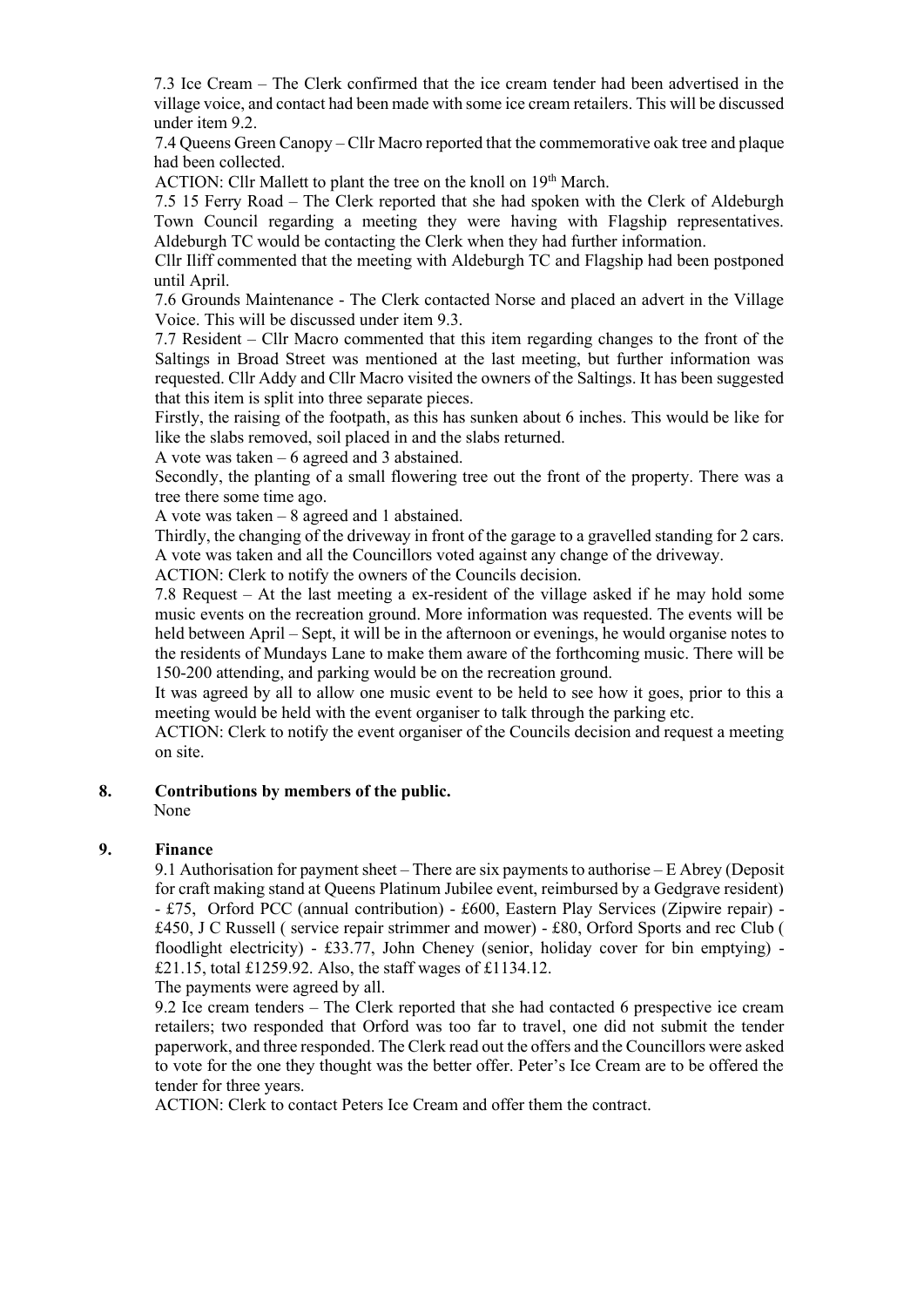7.3 Ice Cream – The Clerk confirmed that the ice cream tender had been advertised in the village voice, and contact had been made with some ice cream retailers. This will be discussed under item 9.2.

7.4 Queens Green Canopy – Cllr Macro reported that the commemorative oak tree and plaque had been collected.

ACTION: Cllr Mallett to plant the tree on the knoll on 19th March.

7.5 15 Ferry Road – The Clerk reported that she had spoken with the Clerk of Aldeburgh Town Council regarding a meeting they were having with Flagship representatives. Aldeburgh TC would be contacting the Clerk when they had further information.

Cllr Iliff commented that the meeting with Aldeburgh TC and Flagship had been postponed until April.

7.6 Grounds Maintenance - The Clerk contacted Norse and placed an advert in the Village Voice. This will be discussed under item 9.3.

7.7 Resident – Cllr Macro commented that this item regarding changes to the front of the Saltings in Broad Street was mentioned at the last meeting, but further information was requested. Cllr Addy and Cllr Macro visited the owners of the Saltings. It has been suggested that this item is split into three separate pieces.

Firstly, the raising of the footpath, as this has sunken about 6 inches. This would be like for like the slabs removed, soil placed in and the slabs returned.

A vote was taken – 6 agreed and 3 abstained.

Secondly, the planting of a small flowering tree out the front of the property. There was a tree there some time ago.

A vote was taken – 8 agreed and 1 abstained.

Thirdly, the changing of the driveway in front of the garage to a gravelled standing for 2 cars. A vote was taken and all the Councillors voted against any change of the driveway.

ACTION: Clerk to notify the owners of the Councils decision.

7.8 Request – At the last meeting a ex-resident of the village asked if he may hold some music events on the recreation ground. More information was requested. The events will be held between April – Sept, it will be in the afternoon or evenings, he would organise notes to the residents of Mundays Lane to make them aware of the forthcoming music. There will be 150-200 attending, and parking would be on the recreation ground.

It was agreed by all to allow one music event to be held to see how it goes, prior to this a meeting would be held with the event organiser to talk through the parking etc.

ACTION: Clerk to notify the event organiser of the Councils decision and request a meeting on site.

## 8. Contributions by members of the public.

None

## 9. Finance

9.1 Authorisation for payment sheet – There are six payments to authorise – E Abrey (Deposit for craft making stand at Queens Platinum Jubilee event, reimbursed by a Gedgrave resident) - £75, Orford PCC (annual contribution) - £600, Eastern Play Services (Zipwire repair) - £450, J C Russell ( service repair strimmer and mower) - £80, Orford Sports and rec Club ( floodlight electricity) - £33.77, John Cheney (senior, holiday cover for bin emptying) - £21.15, total £1259.92. Also, the staff wages of £1134.12.

The payments were agreed by all.

9.2 Ice cream tenders – The Clerk reported that she had contacted 6 prespective ice cream retailers; two responded that Orford was too far to travel, one did not submit the tender paperwork, and three responded. The Clerk read out the offers and the Councillors were asked to vote for the one they thought was the better offer. Peter's Ice Cream are to be offered the tender for three years.

ACTION: Clerk to contact Peters Ice Cream and offer them the contract.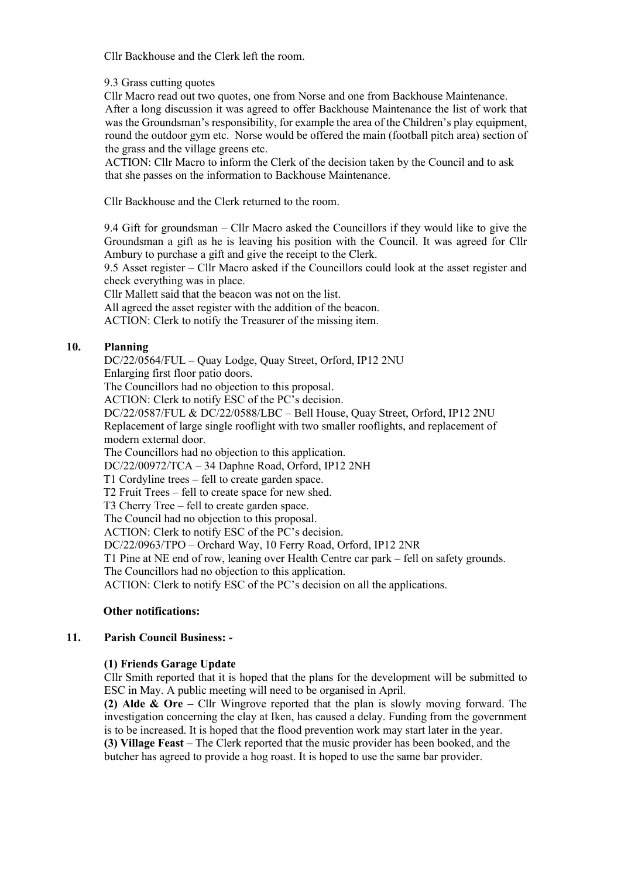Cllr Backhouse and the Clerk left the room.

9.3 Grass cutting quotes

Cllr Macro read out two quotes, one from Norse and one from Backhouse Maintenance. After a long discussion it was agreed to offer Backhouse Maintenance the list of work that was the Groundsman's responsibility, for example the area of the Children's play equipment, round the outdoor gym etc. Norse would be offered the main (football pitch area) section of the grass and the village greens etc.

ACTION: Cllr Macro to inform the Clerk of the decision taken by the Council and to ask that she passes on the information to Backhouse Maintenance.

Cllr Backhouse and the Clerk returned to the room.

9.4 Gift for groundsman – Cllr Macro asked the Councillors if they would like to give the Groundsman a gift as he is leaving his position with the Council. It was agreed for Cllr Ambury to purchase a gift and give the receipt to the Clerk.

9.5 Asset register – Cllr Macro asked if the Councillors could look at the asset register and check everything was in place.

Cllr Mallett said that the beacon was not on the list.

All agreed the asset register with the addition of the beacon.

ACTION: Clerk to notify the Treasurer of the missing item.

## 10. Planning

DC/22/0564/FUL – Quay Lodge, Quay Street, Orford, IP12 2NU

Enlarging first floor patio doors.

The Councillors had no objection to this proposal.

ACTION: Clerk to notify ESC of the PC's decision.

DC/22/0587/FUL & DC/22/0588/LBC – Bell House, Quay Street, Orford, IP12 2NU

Replacement of large single rooflight with two smaller rooflights, and replacement of modern external door.

The Councillors had no objection to this application.

DC/22/00972/TCA – 34 Daphne Road, Orford, IP12 2NH

T1 Cordyline trees – fell to create garden space.

T2 Fruit Trees – fell to create space for new shed.

T3 Cherry Tree – fell to create garden space.

The Council had no objection to this proposal.

ACTION: Clerk to notify ESC of the PC's decision.

DC/22/0963/TPO – Orchard Way, 10 Ferry Road, Orford, IP12 2NR

T1 Pine at NE end of row, leaning over Health Centre car park – fell on safety grounds.

The Councillors had no objection to this application.

ACTION: Clerk to notify ESC of the PC's decision on all the applications.

**Other notifications:**

## 11. Parish Council Business: -

**(1) Friends Garage Update**

Cllr Smith reported that it is hoped that the plans for the development will be submitted to ESC in May. A public meeting will need to be organised in April.

**(2) Alde & Ore –** Cllr Wingrove reported that the plan is slowly moving forward. The investigation concerning the clay at Iken, has caused a delay. Funding from the government is to be increased. It is hoped that the flood prevention work may start later in the year.

**(3) Village Feast –** The Clerk reported that the music provider has been booked, and the butcher has agreed to provide a hog roast. It is hoped to use the same bar provider.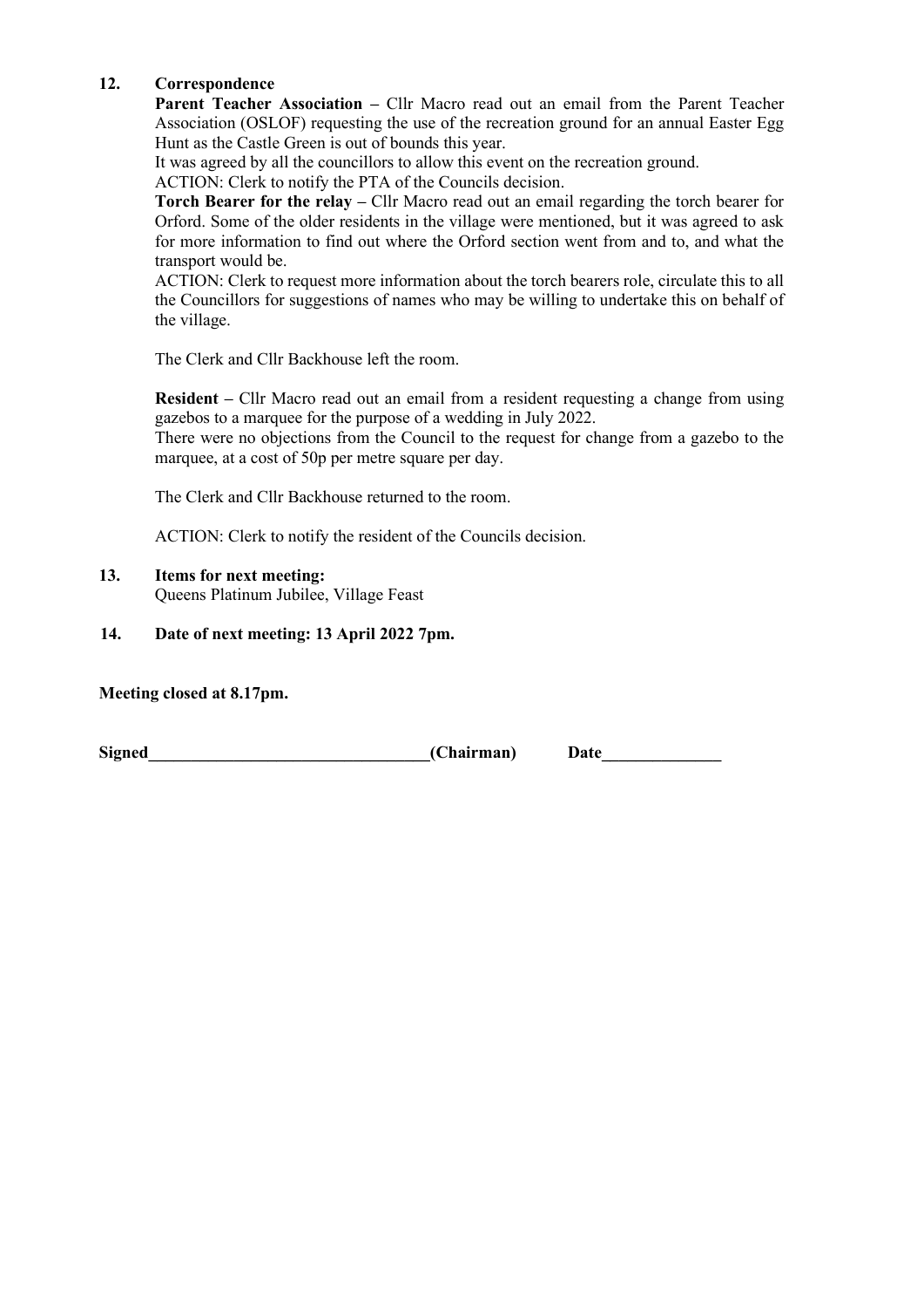**12. Correspondence**

**Parent Teacher Association –** Cllr Macro read out an email from the Parent Teacher Association (OSLOF) requesting the use of the recreation ground for an annual Easter Egg Hunt as the Castle Green is out of bounds this year.

It was agreed by all the councillors to allow this event on the recreation ground.

ACTION: Clerk to notify the PTA of the Councils decision.

**Torch Bearer for the relay –** Cllr Macro read out an email regarding the torch bearer for Orford. Some of the older residents in the village were mentioned, but it was agreed to ask for more information to find out where the Orford section went from and to, and what the transport would be.

ACTION: Clerk to request more information about the torch bearers role, circulate this to all the Councillors for suggestions of names who may be willing to undertake this on behalf of the village.

The Clerk and Cllr Backhouse left the room.

**Resident –** Cllr Macro read out an email from a resident requesting a change from using gazebos to a marquee for the purpose of a wedding in July 2022.

There were no objections from the Council to the request for change from a gazebo to the marquee, at a cost of 50p per metre square per day.

The Clerk and Cllr Backhouse returned to the room.

ACTION: Clerk to notify the resident of the Councils decision.

**13. Items for next meeting:**

Queens Platinum Jubilee, Village Feast

**14. Date of next meeting: 13 April 2022 7pm.**

**Meeting closed at 8.17pm.**

**Signed\_\_\_\_\_\_\_\_\_\_\_\_\_\_\_\_\_\_\_\_\_\_\_\_\_\_\_\_\_\_\_\_\_(Chairman) Date\_\_\_\_\_\_\_\_\_\_\_\_\_\_**